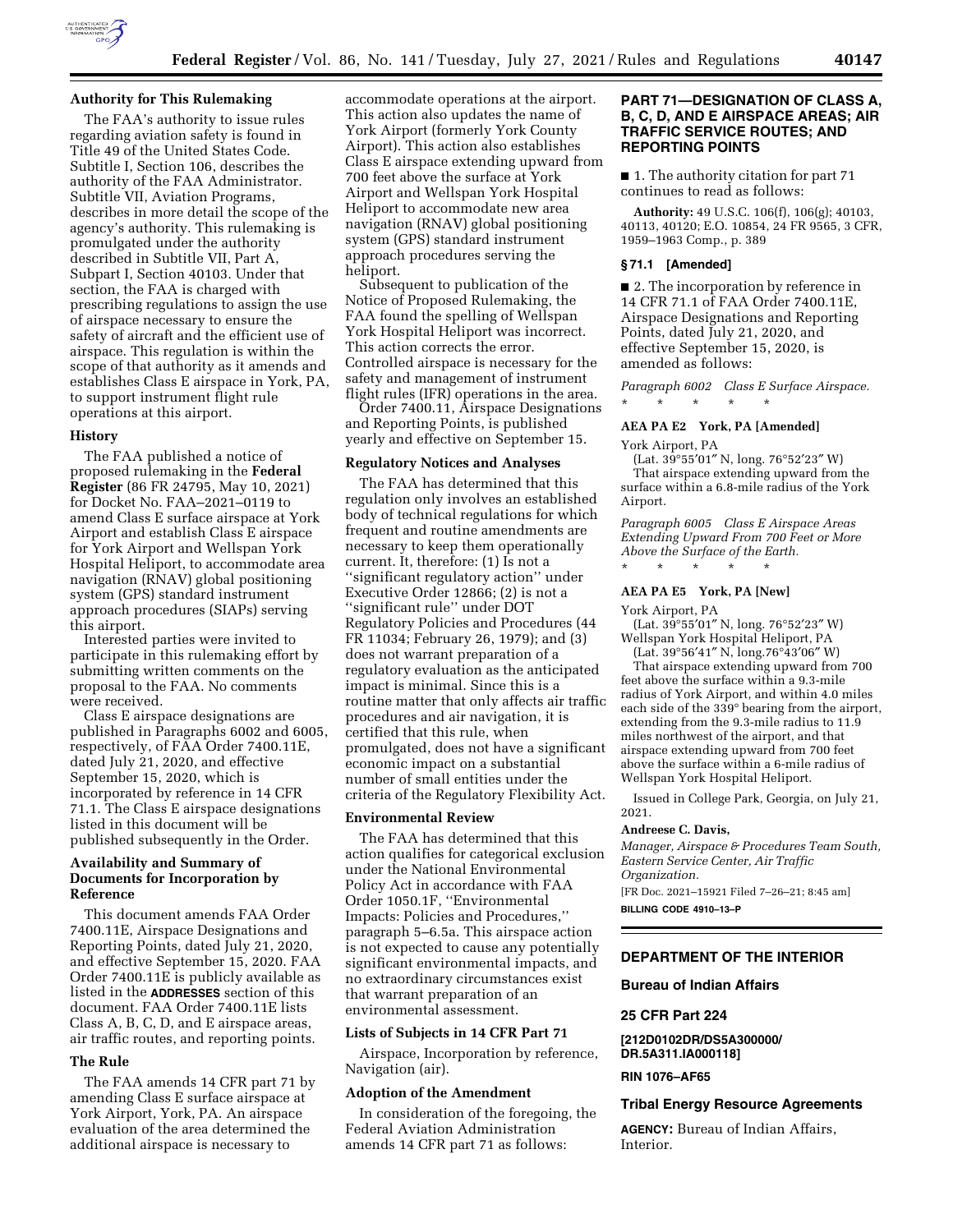### Authority for This Rulemaking

The FAA's authority to issue rules regarding aviation safety is found in Title 49 of the United States Code. Subtitle I, Section 106, describes the authority of the FAA Administrator. Subtitle VII, Aviation Programs, describes in more detail the scope of the agency's authority. This rulemaking is promulgated under the authority described in Subtitle VII, Part A, Subpart I, Section 40103. Under that section, the FAA is charged with prescribing regulations to assign the use of airspace necessary to ensure the safety of aircraft and the efficient use of airspace. This regulation is within the scope of that authority as it amends and establishes Class E airspace in York, PA, to support instrument flight rule operations at this airport.

### History

The FAA published a notice of proposed rulemaking in the **Federal Register** (86 FR 24795, May 10, 2021) for Docket No. FAA–2021–0119 to amend Class E surface airspace at York Airport and establish Class E airspace for York Airport and Wellspan York Hospital Heliport, to accommodate area navigation (RNAV) global positioning system (GPS) standard instrument approach procedures (SIAPs) serving this airport.

Interested parties were invited to participate in this rulemaking effort by submitting written comments on the proposal to the FAA. No comments were received.

Class E airspace designations are published in Paragraphs 6002 and 6005, respectively, of FAA Order 7400.11E, dated July 21, 2020, and effective September 15, 2020, which is incorporated by reference in 14 CFR 71.1. The Class E airspace designations listed in this document will be published subsequently in the Order.

### Availability and Summary of Documents for Incorporation by Reference

This document amends FAA Order 7400.11E, Airspace Designations and Reporting Points, dated July 21, 2020, and effective September 15, 2020. FAA Order 7400.11E is publicly available as listed in the **ADDRESSES** section of this document. FAA Order 7400.11E lists Class A, B, C, D, and E airspace areas, air traffic routes, and reporting points.

### The Rule

The FAA amends 14 CFR part 71 by amending Class E surface airspace at York Airport, York, PA. An airspace evaluation of the area determined the additional airspace is necessary to accommodate operations at the airport. This action also updates the name of York Airport (formerly York County Airport). This action also establishes Class E airspace extending upward from 700 feet above the surface at York Airport and Wellspan York Hospital Heliport to accommodate new area navigation (RNAV) global positioning system (GPS) standard instrument approach procedures serving the heliport.

Subsequent to publication of the Notice of Proposed Rulemaking, the FAA found the spelling of Wellspan York Hospital Heliport was incorrect. This action corrects the error. Controlled airspace is necessary for the safety and management of instrument flight rules (IFR) operations in the area.

Order 7400.11, Airspace Designations and Reporting Points, is published yearly and effective on September 15.

### Regulatory Notices and Analyses

The FAA has determined that this regulation only involves an established body of technical regulations for which frequent and routine amendments are necessary to keep them operationally current. It, therefore: (1) Is not a ''significant regulatory action'' under Executive Order 12866; (2) is not a ''significant rule'' under DOT Regulatory Policies and Procedures (44 FR 11034; February 26, 1979); and (3) does not warrant preparation of a regulatory evaluation as the anticipated impact is minimal. Since this is a routine matter that only affects air traffic procedures and air navigation, it is certified that this rule, when promulgated, does not have a significant economic impact on a substantial number of small entities under the criteria of the Regulatory Flexibility Act.

### Environmental Review

The FAA has determined that this action qualifies for categorical exclusion under the National Environmental Policy Act in accordance with FAA Order 1050.1F, ''Environmental Impacts: Policies and Procedures,'' paragraph 5–6.5a. This airspace action is not expected to cause any potentially significant environmental impacts, and no extraordinary circumstances exist that warrant preparation of an environmental assessment.

### Lists of Subjects in 14 CFR Part 71

Airspace, Incorporation by reference, Navigation (air).

### Adoption of the Amendment

In consideration of the foregoing, the Federal Aviation Administration amends 14 CFR part 71 as follows:

## PART 71—DESIGNATION OF CLASS A, B, C, D, AND E AIRSPACE AREAS; AIR TRAFFIC SERVICE ROUTES; AND REPORTING POINTS

■ 1. The authority citation for part 71 continues to read as follows:

**Authority:** 49 U.S.C. 106(f), 106(g); 40103, 40113, 40120; E.O. 10854, 24 FR 9565, 3 CFR, 1959–1963 Comp., p. 389

### § 71.1 [Amended]

■ 2. The incorporation by reference in 14 CFR 71.1 of FAA Order 7400.11E, Airspace Designations and Reporting Points, dated July 21, 2020, and effective September 15, 2020, is amended as follows:

*Paragraph 6002 Class E Surface Airspace.*

\* \* \* \* \*

**AEA PA E2 York, PA [Amended]**

York Airport, PA

(Lat. 39°55′01″ N, long. 76°52′23″ W)

That airspace extending upward from the surface within a 6.8-mile radius of the York Airport.

*Paragraph 6005 Class E Airspace Areas Extending Upward From 700 Feet or More Above the Surface of the Earth.*

\* \* \* \* \*

**AEA PA E5 York, PA [New]**

York Airport, PA

(Lat. 39°55′01″ N, long. 76°52′23″ W)

Wellspan York Hospital Heliport, PA

(Lat. 39°56′41″ N, long.76°43′06″ W)

That airspace extending upward from 700 feet above the surface within a 9.3-mile radius of York Airport, and within 4.0 miles each side of the 339° bearing from the airport, extending from the 9.3-mile radius to 11.9 miles northwest of the airport, and that airspace extending upward from 700 feet above the surface within a 6-mile radius of Wellspan York Hospital Heliport.

Issued in College Park, Georgia, on July 21, 2021.

**Andreese C. Davis,**

*Manager, Airspace & Procedures Team South, Eastern Service Center, Air Traffic Organization.*

[FR Doc. 2021–15921 Filed 7–26–21; 8:45 am]

**BILLING CODE 4910–13–P**

---

## DEPARTMENT OF THE INTERIOR

### Bureau of Indian Affairs

### 25 CFR Part 224

**[212D0102DR/DS5A300000/DR.5A311.IA000118]**

**RIN 1076–AF65**

### Tribal Energy Resource Agreements

**AGENCY:** Bureau of Indian Affairs, Interior.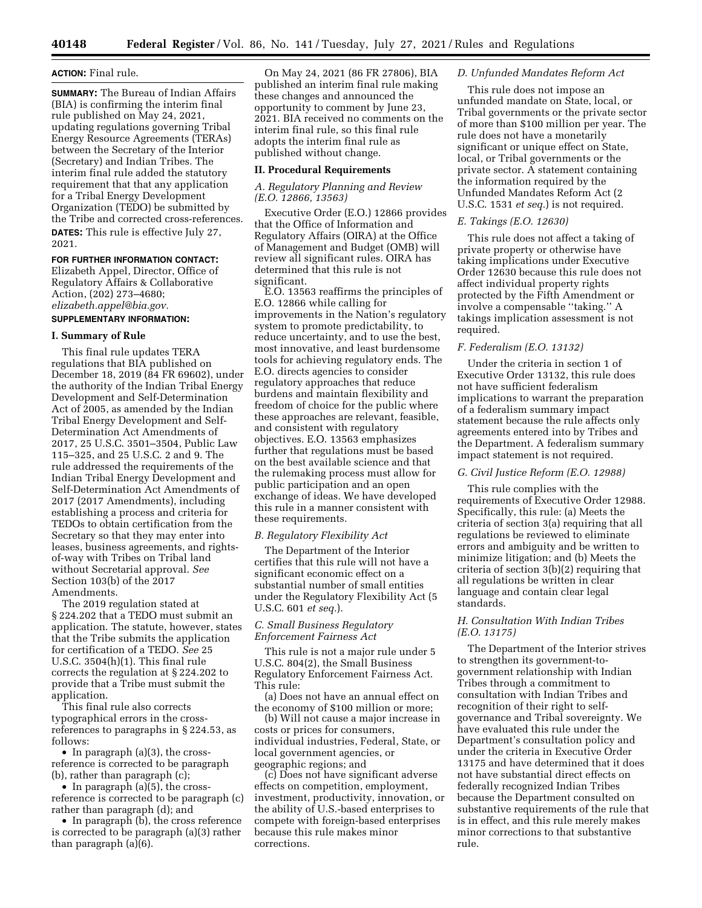**ACTION:** Final rule.

**SUMMARY:** The Bureau of Indian Affairs (BIA) is confirming the interim final rule published on May 24, 2021, updating regulations governing Tribal Energy Resource Agreements (TERAs) between the Secretary of the Interior (Secretary) and Indian Tribes. The interim final rule added the statutory requirement that that any application for a Tribal Energy Development Organization (TEDO) be submitted by the Tribe and corrected cross-references.

**DATES:** This rule is effective July 27, 2021.

**FOR FURTHER INFORMATION CONTACT:** Elizabeth Appel, Director, Office of Regulatory Affairs & Collaborative Action, (202) 273–4680; *elizabeth.appel@bia.gov.*

**SUPPLEMENTARY INFORMATION:**

## I. Summary of Rule

This final rule updates TERA regulations that BIA published on December 18, 2019 (84 FR 69602), under the authority of the Indian Tribal Energy Development and Self-Determination Act of 2005, as amended by the Indian Tribal Energy Development and Self-Determination Act Amendments of 2017, 25 U.S.C. 3501–3504, Public Law 115–325, and 25 U.S.C. 2 and 9. The rule addressed the requirements of the Indian Tribal Energy Development and Self-Determination Act Amendments of 2017 (2017 Amendments), including establishing a process and criteria for TEDOs to obtain certification from the Secretary so that they may enter into leases, business agreements, and rights-of-way with Tribes on Tribal land without Secretarial approval. *See* Section 103(b) of the 2017 Amendments.

The 2019 regulation stated at § 224.202 that a TEDO must submit an application. The statute, however, states that the Tribe submits the application for certification of a TEDO. *See* 25 U.S.C. 3504(h)(1). This final rule corrects the regulation at § 224.202 to provide that a Tribe must submit the application.

This final rule also corrects typographical errors in the cross-references to paragraphs in § 224.53, as follows:

- In paragraph (a)(3), the cross-reference is corrected to be paragraph (b), rather than paragraph (c);
- In paragraph (a)(5), the cross-reference is corrected to be paragraph (c) rather than paragraph (d); and
- In paragraph (b), the cross reference is corrected to be paragraph (a)(3) rather than paragraph (a)(6).

On May 24, 2021 (86 FR 27806), BIA published an interim final rule making these changes and announced the opportunity to comment by June 23, 2021. BIA received no comments on the interim final rule, so this final rule adopts the interim final rule as published without change.

## II. Procedural Requirements

### *A. Regulatory Planning and Review (E.O. 12866, 13563)*

Executive Order (E.O.) 12866 provides that the Office of Information and Regulatory Affairs (OIRA) at the Office of Management and Budget (OMB) will review all significant rules. OIRA has determined that this rule is not significant.

E.O. 13563 reaffirms the principles of E.O. 12866 while calling for improvements in the Nation's regulatory system to promote predictability, to reduce uncertainty, and to use the best, most innovative, and least burdensome tools for achieving regulatory ends. The E.O. directs agencies to consider regulatory approaches that reduce burdens and maintain flexibility and freedom of choice for the public where these approaches are relevant, feasible, and consistent with regulatory objectives. E.O. 13563 emphasizes further that regulations must be based on the best available science and that the rulemaking process must allow for public participation and an open exchange of ideas. We have developed this rule in a manner consistent with these requirements.

### *B. Regulatory Flexibility Act*

The Department of the Interior certifies that this rule will not have a significant economic effect on a substantial number of small entities under the Regulatory Flexibility Act (5 U.S.C. 601 *et seq.*).

### *C. Small Business Regulatory Enforcement Fairness Act*

This rule is not a major rule under 5 U.S.C. 804(2), the Small Business Regulatory Enforcement Fairness Act. This rule:

(a) Does not have an annual effect on the economy of $100 million or more;

(b) Will not cause a major increase in costs or prices for consumers, individual industries, Federal, State, or local government agencies, or geographic regions; and

(c) Does not have significant adverse effects on competition, employment, investment, productivity, innovation, or the ability of U.S.-based enterprises to compete with foreign-based enterprises because this rule makes minor corrections.

### *D. Unfunded Mandates Reform Act*

This rule does not impose an unfunded mandate on State, local, or Tribal governments or the private sector of more than $100 million per year. The rule does not have a monetarily significant or unique effect on State, local, or Tribal governments or the private sector. A statement containing the information required by the Unfunded Mandates Reform Act (2 U.S.C. 1531 *et seq.*) is not required.

### *E. Takings (E.O. 12630)*

This rule does not affect a taking of private property or otherwise have taking implications under Executive Order 12630 because this rule does not affect individual property rights protected by the Fifth Amendment or involve a compensable "taking." A takings implication assessment is not required.

### *F. Federalism (E.O. 13132)*

Under the criteria in section 1 of Executive Order 13132, this rule does not have sufficient federalism implications to warrant the preparation of a federalism summary impact statement because the rule affects only agreements entered into by Tribes and the Department. A federalism summary impact statement is not required.

### *G. Civil Justice Reform (E.O. 12988)*

This rule complies with the requirements of Executive Order 12988. Specifically, this rule: (a) Meets the criteria of section 3(a) requiring that all regulations be reviewed to eliminate errors and ambiguity and be written to minimize litigation; and (b) Meets the criteria of section 3(b)(2) requiring that all regulations be written in clear language and contain clear legal standards.

### *H. Consultation With Indian Tribes (E.O. 13175)*

The Department of the Interior strives to strengthen its government-to-government relationship with Indian Tribes through a commitment to consultation with Indian Tribes and recognition of their right to self-governance and Tribal sovereignty. We have evaluated this rule under the Department's consultation policy and under the criteria in Executive Order 13175 and have determined that it does not have substantial direct effects on federally recognized Indian Tribes because the Department consulted on substantive requirements of the rule that is in effect, and this rule merely makes minor corrections to that substantive rule.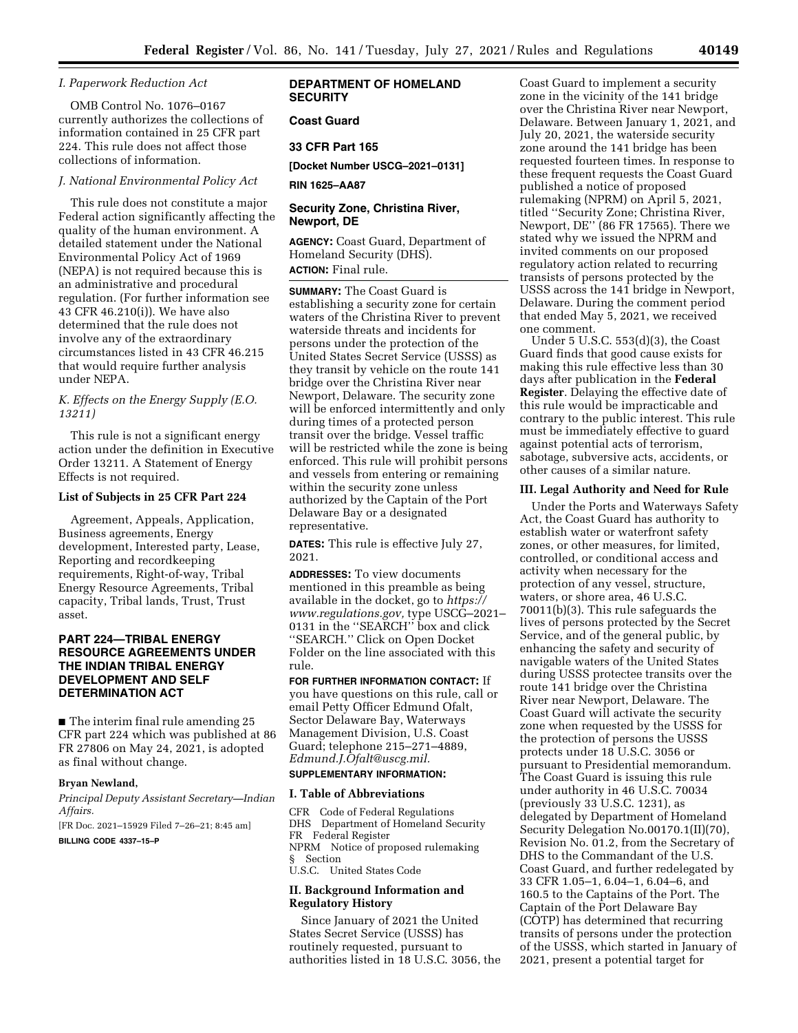### I. Paperwork Reduction Act

OMB Control No. 1076–0167 currently authorizes the collections of information contained in 25 CFR part 224. This rule does not affect those collections of information.

### J. National Environmental Policy Act

This rule does not constitute a major Federal action significantly affecting the quality of the human environment. A detailed statement under the National Environmental Policy Act of 1969 (NEPA) is not required because this is an administrative and procedural regulation. (For further information see 43 CFR 46.210(i)). We have also determined that the rule does not involve any of the extraordinary circumstances listed in 43 CFR 46.215 that would require further analysis under NEPA.

### K. Effects on the Energy Supply (E.O. 13211)

This rule is not a significant energy action under the definition in Executive Order 13211. A Statement of Energy Effects is not required.

#### List of Subjects in 25 CFR Part 224

Agreement, Appeals, Application, Business agreements, Energy development, Interested party, Lease, Reporting and recordkeeping requirements, Right-of-way, Tribal Energy Resource Agreements, Tribal capacity, Tribal lands, Trust, Trust asset.

## PART 224—TRIBAL ENERGY RESOURCE AGREEMENTS UNDER THE INDIAN TRIBAL ENERGY DEVELOPMENT AND SELF DETERMINATION ACT

■ The interim final rule amending 25 CFR part 224 which was published at 86 FR 27806 on May 24, 2021, is adopted as final without change.

**Bryan Newland,**

*Principal Deputy Assistant Secretary—Indian Affairs.*

[FR Doc. 2021–15929 Filed 7–26–21; 8:45 am]

**BILLING CODE 4337–15–P**

## DEPARTMENT OF HOMELAND SECURITY

## Coast Guard

## 33 CFR Part 165

**[Docket Number USCG–2021–0131]**

**RIN 1625–AA87**

## Security Zone, Christina River, Newport, DE

**AGENCY:** Coast Guard, Department of Homeland Security (DHS).

**ACTION:** Final rule.

**SUMMARY:** The Coast Guard is establishing a security zone for certain waters of the Christina River to prevent waterside threats and incidents for persons under the protection of the United States Secret Service (USSS) as they transit by vehicle on the route 141 bridge over the Christina River near Newport, Delaware. The security zone will be enforced intermittently and only during times of a protected person transit over the bridge. Vessel traffic will be restricted while the zone is being enforced. This rule will prohibit persons and vessels from entering or remaining within the security zone unless authorized by the Captain of the Port Delaware Bay or a designated representative.

**DATES:** This rule is effective July 27, 2021.

**ADDRESSES:** To view documents mentioned in this preamble as being available in the docket, go to *https://www.regulations.gov,* type USCG–2021–0131 in the ''SEARCH'' box and click ''SEARCH.'' Click on Open Docket Folder on the line associated with this rule.

**FOR FURTHER INFORMATION CONTACT:** If you have questions on this rule, call or email Petty Officer Edmund Ofalt, Sector Delaware Bay, Waterways Management Division, U.S. Coast Guard; telephone 215–271–4889, *Edmund.J.Ofalt@uscg.mil.*

**SUPPLEMENTARY INFORMATION:**

### I. Table of Abbreviations

CFR Code of Federal Regulations
DHS Department of Homeland Security
FR Federal Register
NPRM Notice of proposed rulemaking
§ Section
U.S.C. United States Code

### II. Background Information and Regulatory History

Since January of 2021 the United States Secret Service (USSS) has routinely requested, pursuant to authorities listed in 18 U.S.C. 3056, the Coast Guard to implement a security zone in the vicinity of the 141 bridge over the Christina River near Newport, Delaware. Between January 1, 2021, and July 20, 2021, the waterside security zone around the 141 bridge has been requested fourteen times. In response to these frequent requests the Coast Guard published a notice of proposed rulemaking (NPRM) on April 5, 2021, titled ''Security Zone; Christina River, Newport, DE'' (86 FR 17565). There we stated why we issued the NPRM and invited comments on our proposed regulatory action related to recurring transits of persons protected by the USSS across the 141 bridge in Newport, Delaware. During the comment period that ended May 5, 2021, we received one comment.

Under 5 U.S.C. 553(d)(3), the Coast Guard finds that good cause exists for making this rule effective less than 30 days after publication in the **Federal Register**. Delaying the effective date of this rule would be impracticable and contrary to the public interest. This rule must be immediately effective to guard against potential acts of terrorism, sabotage, subversive acts, accidents, or other causes of a similar nature.

### III. Legal Authority and Need for Rule

Under the Ports and Waterways Safety Act, the Coast Guard has authority to establish water or waterfront safety zones, or other measures, for limited, controlled, or conditional access and activity when necessary for the protection of any vessel, structure, waters, or shore area, 46 U.S.C. 70011(b)(3). This rule safeguards the lives of persons protected by the Secret Service, and of the general public, by enhancing the safety and security of navigable waters of the United States during USSS protectee transits over the route 141 bridge over the Christina River near Newport, Delaware. The Coast Guard will activate the security zone when requested by the USSS for the protection of persons the USSS protects under 18 U.S.C. 3056 or pursuant to Presidential memorandum. The Coast Guard is issuing this rule under authority in 46 U.S.C. 70034 (previously 33 U.S.C. 1231), as delegated by Department of Homeland Security Delegation No.00170.1(II)(70), Revision No. 01.2, from the Secretary of DHS to the Commandant of the U.S. Coast Guard, and further redelegated by 33 CFR 1.05–1, 6.04–1, 6.04–6, and 160.5 to the Captains of the Port. The Captain of the Port Delaware Bay (COTP) has determined that recurring transits of persons under the protection of the USSS, which started in January of 2021, present a potential target for